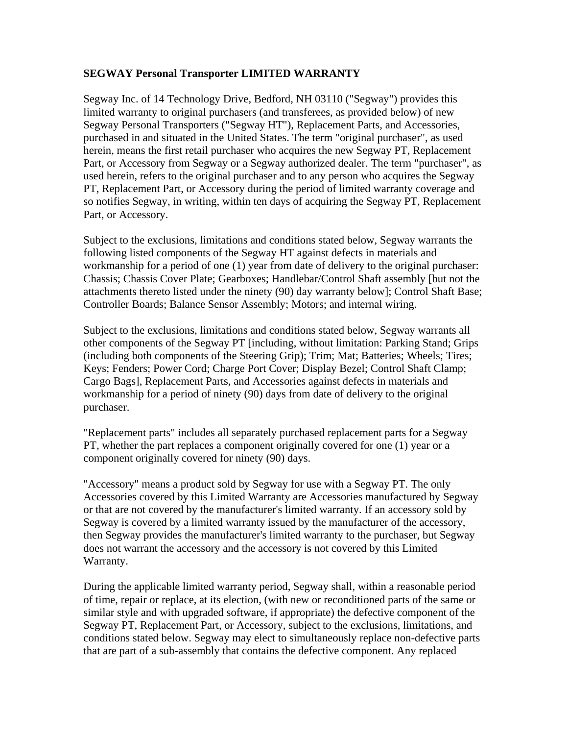**SEGWAY Personal Transporter LIMITED WARRANTY**

Segway Inc. of 14 Technology Drive, Bedford, NH 03110 ("Segway") provides this limited warranty to original purchasers (and transferees, as provided below) of new Segway Personal Transporters ("Segway HT"), Replacement Parts, and Accessories, purchased in and situated in the United States. The term "original purchaser", as used herein, means the first retail purchaser who acquires the new Segway PT, Replacement Part, or Accessory from Segway or a Segway authorized dealer. The term "purchaser", as used herein, refers to the original purchaser and to any person who acquires the Segway PT, Replacement Part, or Accessory during the period of limited warranty coverage and so notifies Segway, in writing, within ten days of acquiring the Segway PT, Replacement Part, or Accessory.

Subject to the exclusions, limitations and conditions stated below, Segway warrants the following listed components of the Segway HT against defects in materials and workmanship for a period of one (1) year from date of delivery to the original purchaser: Chassis; Chassis Cover Plate; Gearboxes; Handlebar/Control Shaft assembly [but not the attachments thereto listed under the ninety (90) day warranty below]; Control Shaft Base; Controller Boards; Balance Sensor Assembly; Motors; and internal wiring.

Subject to the exclusions, limitations and conditions stated below, Segway warrants all other components of the Segway PT [including, without limitation: Parking Stand; Grips (including both components of the Steering Grip); Trim; Mat; Batteries; Wheels; Tires; Keys; Fenders; Power Cord; Charge Port Cover; Display Bezel; Control Shaft Clamp; Cargo Bags], Replacement Parts, and Accessories against defects in materials and workmanship for a period of ninety (90) days from date of delivery to the original purchaser.

"Replacement parts" includes all separately purchased replacement parts for a Segway PT, whether the part replaces a component originally covered for one (1) year or a component originally covered for ninety (90) days.

"Accessory" means a product sold by Segway for use with a Segway PT. The only Accessories covered by this Limited Warranty are Accessories manufactured by Segway or that are not covered by the manufacturer's limited warranty. If an accessory sold by Segway is covered by a limited warranty issued by the manufacturer of the accessory, then Segway provides the manufacturer's limited warranty to the purchaser, but Segway does not warrant the accessory and the accessory is not covered by this Limited Warranty.

During the applicable limited warranty period, Segway shall, within a reasonable period of time, repair or replace, at its election, (with new or reconditioned parts of the same or similar style and with upgraded software, if appropriate) the defective component of the Segway PT, Replacement Part, or Accessory, subject to the exclusions, limitations, and conditions stated below. Segway may elect to simultaneously replace non-defective parts that are part of a sub-assembly that contains the defective component. Any replaced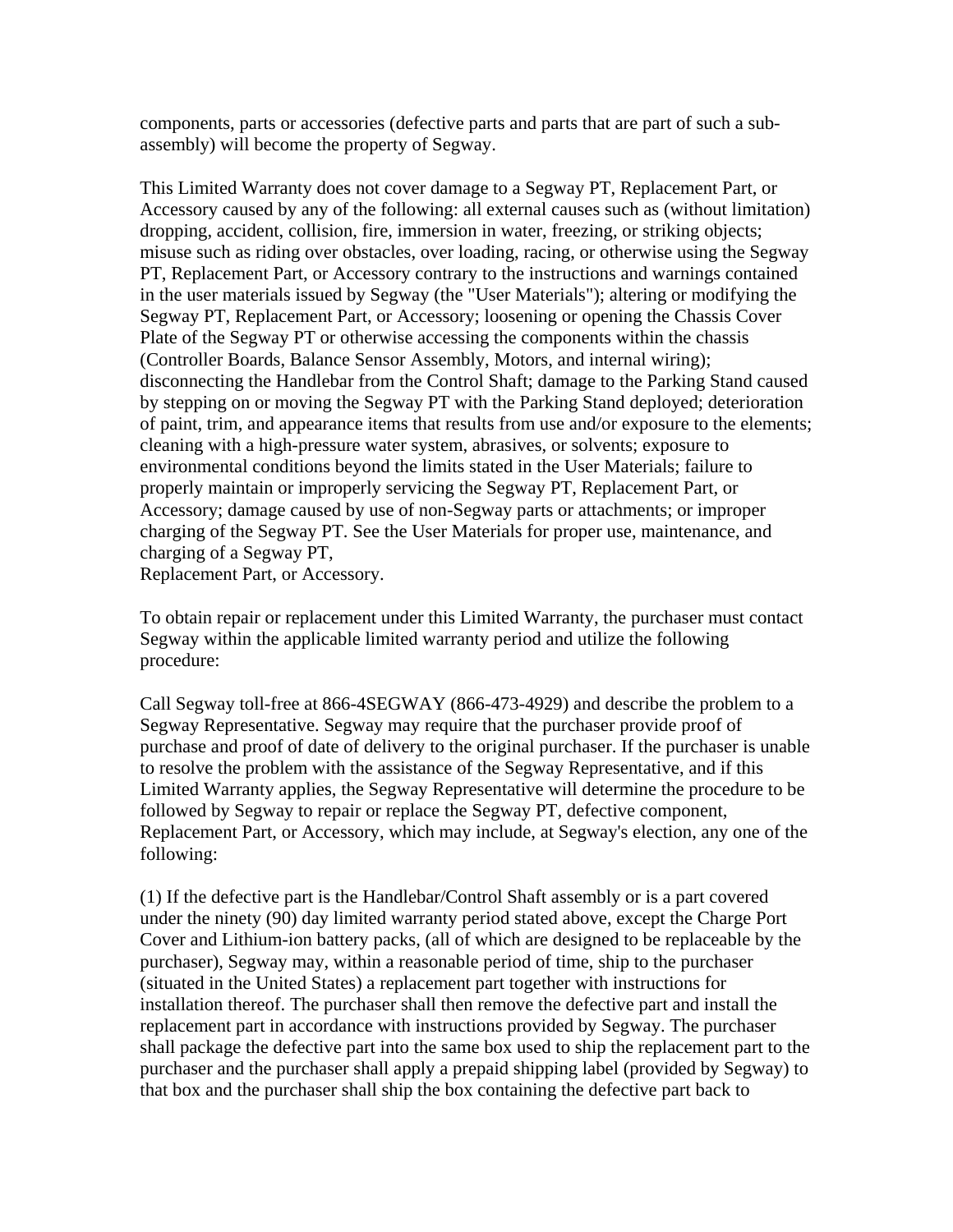components, parts or accessories (defective parts and parts that are part of such a sub-assembly) will become the property of Segway.

This Limited Warranty does not cover damage to a Segway PT, Replacement Part, or Accessory caused by any of the following: all external causes such as (without limitation) dropping, accident, collision, fire, immersion in water, freezing, or striking objects; misuse such as riding over obstacles, over loading, racing, or otherwise using the Segway PT, Replacement Part, or Accessory contrary to the instructions and warnings contained in the user materials issued by Segway (the "User Materials"); altering or modifying the Segway PT, Replacement Part, or Accessory; loosening or opening the Chassis Cover Plate of the Segway PT or otherwise accessing the components within the chassis (Controller Boards, Balance Sensor Assembly, Motors, and internal wiring); disconnecting the Handlebar from the Control Shaft; damage to the Parking Stand caused by stepping on or moving the Segway PT with the Parking Stand deployed; deterioration of paint, trim, and appearance items that results from use and/or exposure to the elements; cleaning with a high-pressure water system, abrasives, or solvents; exposure to environmental conditions beyond the limits stated in the User Materials; failure to properly maintain or improperly servicing the Segway PT, Replacement Part, or Accessory; damage caused by use of non-Segway parts or attachments; or improper charging of the Segway PT. See the User Materials for proper use, maintenance, and charging of a Segway PT,
Replacement Part, or Accessory.

To obtain repair or replacement under this Limited Warranty, the purchaser must contact Segway within the applicable limited warranty period and utilize the following procedure:

Call Segway toll-free at 866-4SEGWAY (866-473-4929) and describe the problem to a Segway Representative. Segway may require that the purchaser provide proof of purchase and proof of date of delivery to the original purchaser. If the purchaser is unable to resolve the problem with the assistance of the Segway Representative, and if this Limited Warranty applies, the Segway Representative will determine the procedure to be followed by Segway to repair or replace the Segway PT, defective component, Replacement Part, or Accessory, which may include, at Segway's election, any one of the following:

(1) If the defective part is the Handlebar/Control Shaft assembly or is a part covered under the ninety (90) day limited warranty period stated above, except the Charge Port Cover and Lithium-ion battery packs, (all of which are designed to be replaceable by the purchaser), Segway may, within a reasonable period of time, ship to the purchaser (situated in the United States) a replacement part together with instructions for installation thereof. The purchaser shall then remove the defective part and install the replacement part in accordance with instructions provided by Segway. The purchaser shall package the defective part into the same box used to ship the replacement part to the purchaser and the purchaser shall apply a prepaid shipping label (provided by Segway) to that box and the purchaser shall ship the box containing the defective part back to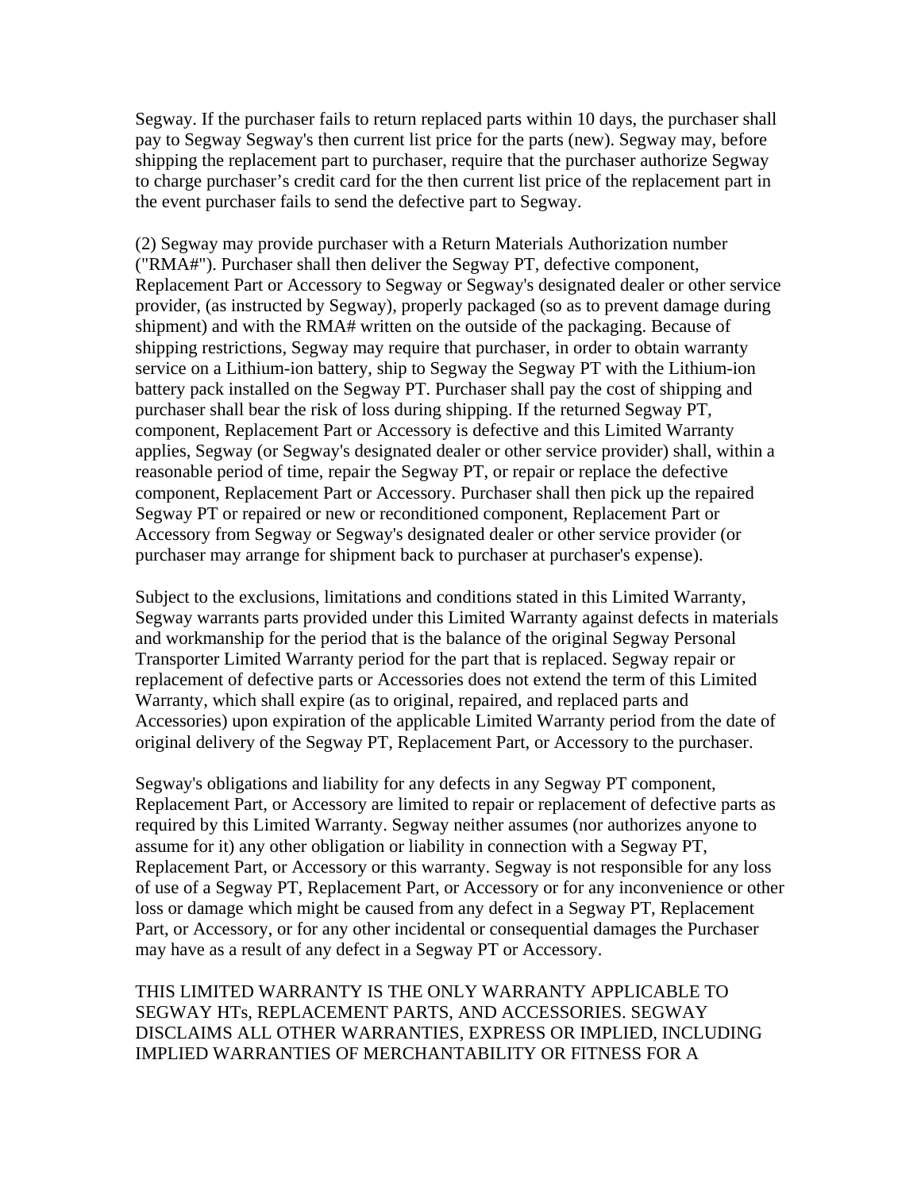Segway. If the purchaser fails to return replaced parts within 10 days, the purchaser shall pay to Segway Segway's then current list price for the parts (new). Segway may, before shipping the replacement part to purchaser, require that the purchaser authorize Segway to charge purchaser's credit card for the then current list price of the replacement part in the event purchaser fails to send the defective part to Segway.

(2) Segway may provide purchaser with a Return Materials Authorization number ("RMA#"). Purchaser shall then deliver the Segway PT, defective component, Replacement Part or Accessory to Segway or Segway's designated dealer or other service provider, (as instructed by Segway), properly packaged (so as to prevent damage during shipment) and with the RMA# written on the outside of the packaging. Because of shipping restrictions, Segway may require that purchaser, in order to obtain warranty service on a Lithium-ion battery, ship to Segway the Segway PT with the Lithium-ion battery pack installed on the Segway PT. Purchaser shall pay the cost of shipping and purchaser shall bear the risk of loss during shipping. If the returned Segway PT, component, Replacement Part or Accessory is defective and this Limited Warranty applies, Segway (or Segway's designated dealer or other service provider) shall, within a reasonable period of time, repair the Segway PT, or repair or replace the defective component, Replacement Part or Accessory. Purchaser shall then pick up the repaired Segway PT or repaired or new or reconditioned component, Replacement Part or Accessory from Segway or Segway's designated dealer or other service provider (or purchaser may arrange for shipment back to purchaser at purchaser's expense).

Subject to the exclusions, limitations and conditions stated in this Limited Warranty, Segway warrants parts provided under this Limited Warranty against defects in materials and workmanship for the period that is the balance of the original Segway Personal Transporter Limited Warranty period for the part that is replaced. Segway repair or replacement of defective parts or Accessories does not extend the term of this Limited Warranty, which shall expire (as to original, repaired, and replaced parts and Accessories) upon expiration of the applicable Limited Warranty period from the date of original delivery of the Segway PT, Replacement Part, or Accessory to the purchaser.

Segway's obligations and liability for any defects in any Segway PT component, Replacement Part, or Accessory are limited to repair or replacement of defective parts as required by this Limited Warranty. Segway neither assumes (nor authorizes anyone to assume for it) any other obligation or liability in connection with a Segway PT, Replacement Part, or Accessory or this warranty. Segway is not responsible for any loss of use of a Segway PT, Replacement Part, or Accessory or for any inconvenience or other loss or damage which might be caused from any defect in a Segway PT, Replacement Part, or Accessory, or for any other incidental or consequential damages the Purchaser may have as a result of any defect in a Segway PT or Accessory.

THIS LIMITED WARRANTY IS THE ONLY WARRANTY APPLICABLE TO SEGWAY HTs, REPLACEMENT PARTS, AND ACCESSORIES. SEGWAY DISCLAIMS ALL OTHER WARRANTIES, EXPRESS OR IMPLIED, INCLUDING IMPLIED WARRANTIES OF MERCHANTABILITY OR FITNESS FOR A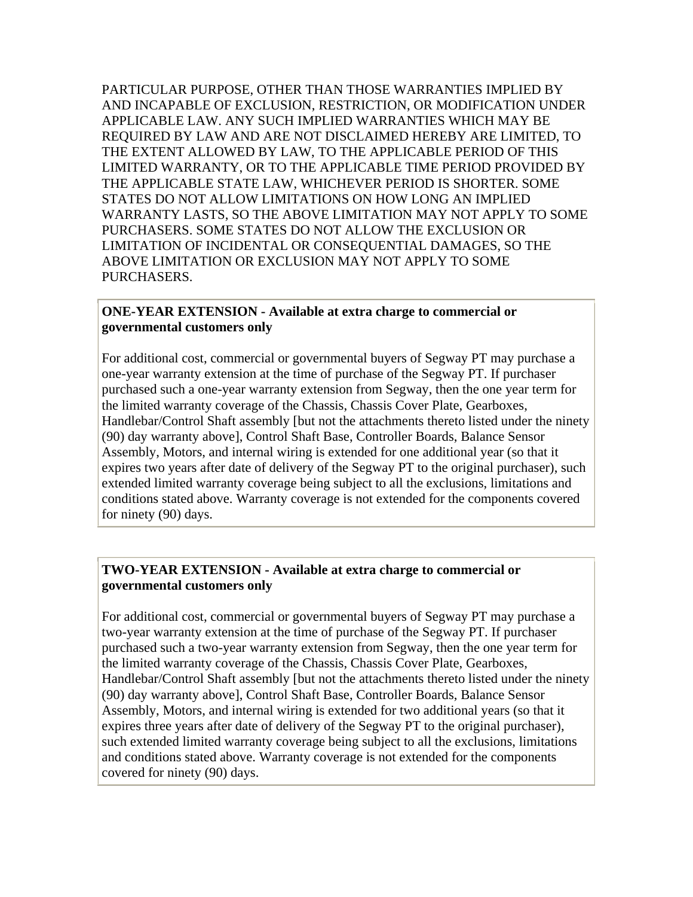PARTICULAR PURPOSE, OTHER THAN THOSE WARRANTIES IMPLIED BY AND INCAPABLE OF EXCLUSION, RESTRICTION, OR MODIFICATION UNDER APPLICABLE LAW. ANY SUCH IMPLIED WARRANTIES WHICH MAY BE REQUIRED BY LAW AND ARE NOT DISCLAIMED HEREBY ARE LIMITED, TO THE EXTENT ALLOWED BY LAW, TO THE APPLICABLE PERIOD OF THIS LIMITED WARRANTY, OR TO THE APPLICABLE TIME PERIOD PROVIDED BY THE APPLICABLE STATE LAW, WHICHEVER PERIOD IS SHORTER. SOME STATES DO NOT ALLOW LIMITATIONS ON HOW LONG AN IMPLIED WARRANTY LASTS, SO THE ABOVE LIMITATION MAY NOT APPLY TO SOME PURCHASERS. SOME STATES DO NOT ALLOW THE EXCLUSION OR LIMITATION OF INCIDENTAL OR CONSEQUENTIAL DAMAGES, SO THE ABOVE LIMITATION OR EXCLUSION MAY NOT APPLY TO SOME PURCHASERS.

**ONE-YEAR EXTENSION - Available at extra charge to commercial or governmental customers only**

For additional cost, commercial or governmental buyers of Segway PT may purchase a one-year warranty extension at the time of purchase of the Segway PT. If purchaser purchased such a one-year warranty extension from Segway, then the one year term for the limited warranty coverage of the Chassis, Chassis Cover Plate, Gearboxes, Handlebar/Control Shaft assembly [but not the attachments thereto listed under the ninety (90) day warranty above], Control Shaft Base, Controller Boards, Balance Sensor Assembly, Motors, and internal wiring is extended for one additional year (so that it expires two years after date of delivery of the Segway PT to the original purchaser), such extended limited warranty coverage being subject to all the exclusions, limitations and conditions stated above. Warranty coverage is not extended for the components covered for ninety (90) days.

**TWO-YEAR EXTENSION - Available at extra charge to commercial or governmental customers only**

For additional cost, commercial or governmental buyers of Segway PT may purchase a two-year warranty extension at the time of purchase of the Segway PT. If purchaser purchased such a two-year warranty extension from Segway, then the one year term for the limited warranty coverage of the Chassis, Chassis Cover Plate, Gearboxes, Handlebar/Control Shaft assembly [but not the attachments thereto listed under the ninety (90) day warranty above], Control Shaft Base, Controller Boards, Balance Sensor Assembly, Motors, and internal wiring is extended for two additional years (so that it expires three years after date of delivery of the Segway PT to the original purchaser), such extended limited warranty coverage being subject to all the exclusions, limitations and conditions stated above. Warranty coverage is not extended for the components covered for ninety (90) days.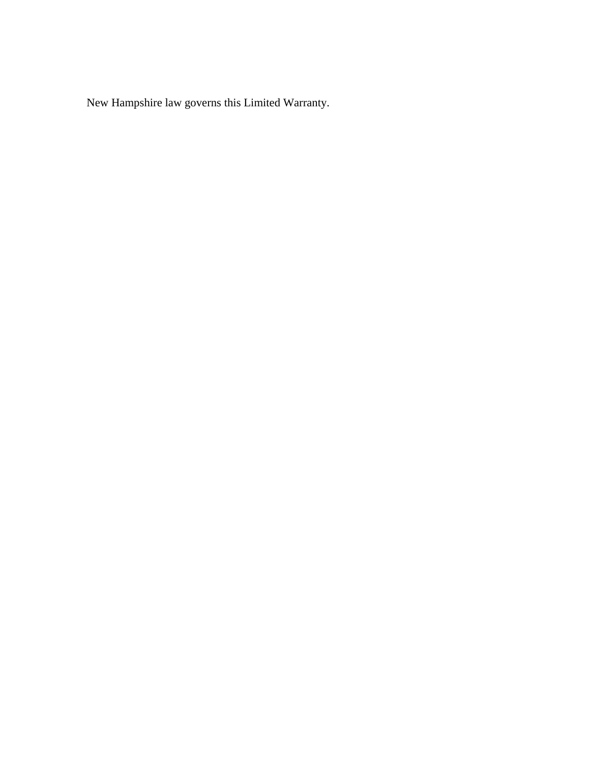New Hampshire law governs this Limited Warranty.